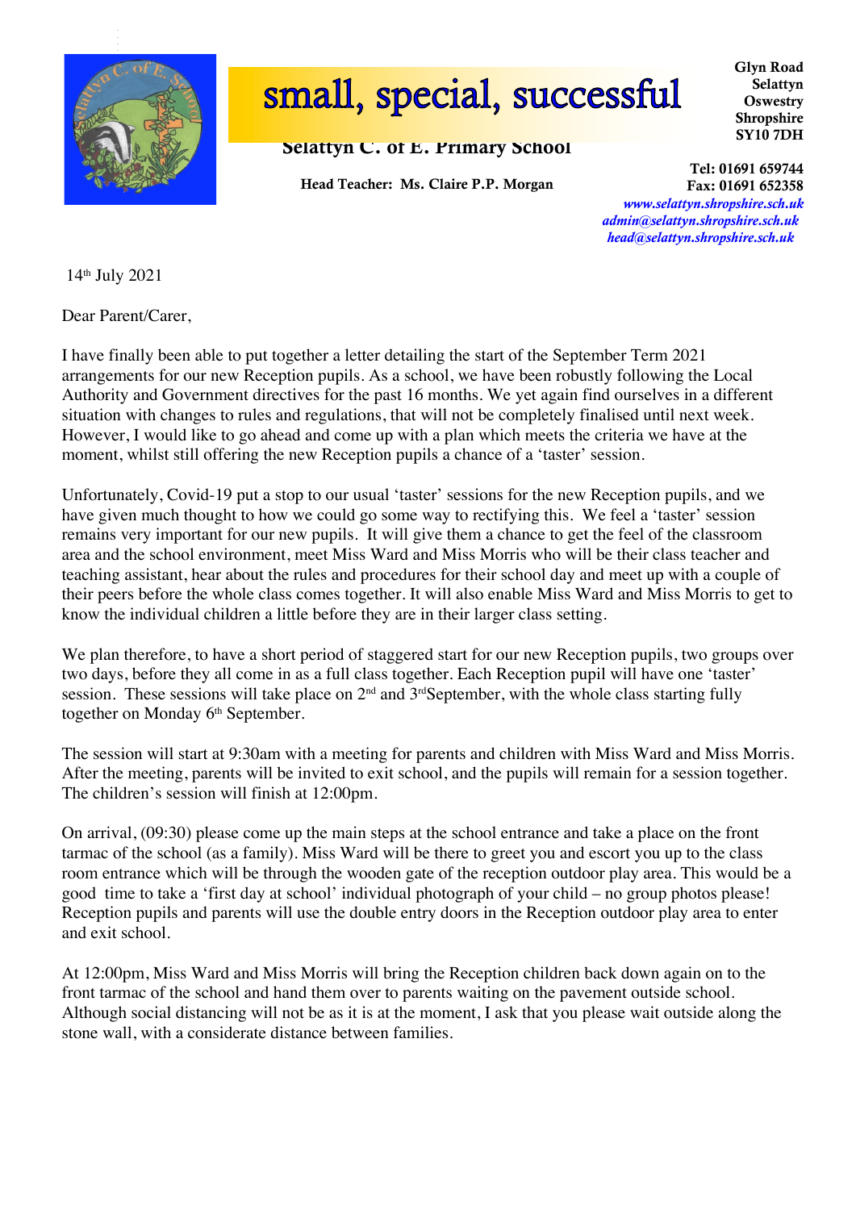# small, special, successful

**Selattyn C. of E. Primary School**

**Head Teacher: Ms. Claire P.P. Morgan**

**Glyn Road**
**Selattyn**
**Oswestry**
**Shropshire**
**SY10 7DH**

**Tel: 01691 659744**
**Fax: 01691 652358**
*www.selattyn.shropshire.sch.uk*
*admin@selattyn.shropshire.sch.uk*
*head@selattyn.shropshire.sch.uk*

14th July 2021

Dear Parent/Carer,

I have finally been able to put together a letter detailing the start of the September Term 2021 arrangements for our new Reception pupils. As a school, we have been robustly following the Local Authority and Government directives for the past 16 months. We yet again find ourselves in a different situation with changes to rules and regulations, that will not be completely finalised until next week. However, I would like to go ahead and come up with a plan which meets the criteria we have at the moment, whilst still offering the new Reception pupils a chance of a 'taster' session.

Unfortunately, Covid-19 put a stop to our usual 'taster' sessions for the new Reception pupils, and we have given much thought to how we could go some way to rectifying this. We feel a 'taster' session remains very important for our new pupils. It will give them a chance to get the feel of the classroom area and the school environment, meet Miss Ward and Miss Morris who will be their class teacher and teaching assistant, hear about the rules and procedures for their school day and meet up with a couple of their peers before the whole class comes together. It will also enable Miss Ward and Miss Morris to get to know the individual children a little before they are in their larger class setting.

We plan therefore, to have a short period of staggered start for our new Reception pupils, two groups over two days, before they all come in as a full class together. Each Reception pupil will have one 'taster' session. These sessions will take place on 2nd and 3rd September, with the whole class starting fully together on Monday 6th September.

The session will start at 9:30am with a meeting for parents and children with Miss Ward and Miss Morris. After the meeting, parents will be invited to exit school, and the pupils will remain for a session together. The children's session will finish at 12:00pm.

On arrival, (09:30) please come up the main steps at the school entrance and take a place on the front tarmac of the school (as a family). Miss Ward will be there to greet you and escort you up to the class room entrance which will be through the wooden gate of the reception outdoor play area. This would be a good time to take a 'first day at school' individual photograph of your child – no group photos please! Reception pupils and parents will use the double entry doors in the Reception outdoor play area to enter and exit school.

At 12:00pm, Miss Ward and Miss Morris will bring the Reception children back down again on to the front tarmac of the school and hand them over to parents waiting on the pavement outside school. Although social distancing will not be as it is at the moment, I ask that you please wait outside along the stone wall, with a considerate distance between families.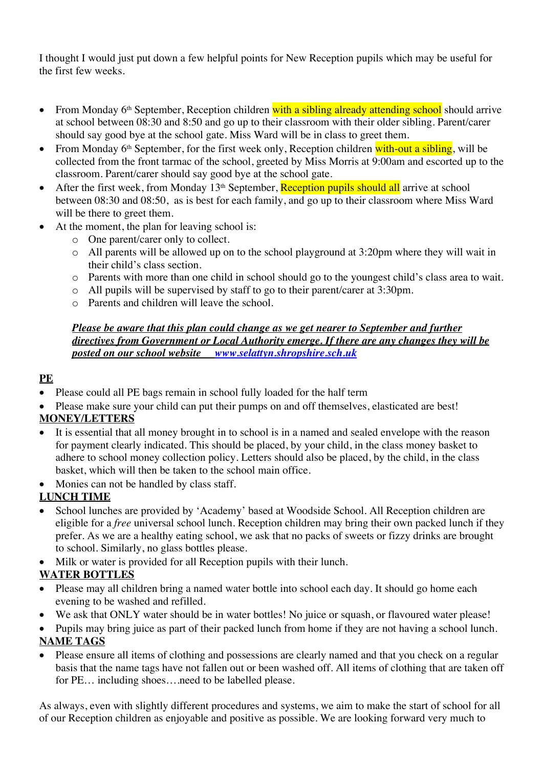I thought I would just put down a few helpful points for New Reception pupils which may be useful for the first few weeks.

- From Monday 6th September, Reception children with a sibling already attending school should arrive at school between 08:30 and 8:50 and go up to their classroom with their older sibling. Parent/carer should say good bye at the school gate. Miss Ward will be in class to greet them.
- From Monday 6th September, for the first week only, Reception children with-out a sibling, will be collected from the front tarmac of the school, greeted by Miss Morris at 9:00am and escorted up to the classroom. Parent/carer should say good bye at the school gate.
- After the first week, from Monday 13th September, Reception pupils should all arrive at school between 08:30 and 08:50, as is best for each family, and go up to their classroom where Miss Ward will be there to greet them.
- At the moment, the plan for leaving school is:
  - One parent/carer only to collect.
  - All parents will be allowed up on to the school playground at 3:20pm where they will wait in their child's class section.
  - Parents with more than one child in school should go to the youngest child's class area to wait.
  - All pupils will be supervised by staff to go to their parent/carer at 3:30pm.
  - Parents and children will leave the school.

***Please be aware that this plan could change as we get nearer to September and further directives from Government or Local Authority emerge. If there are any changes they will be posted on our school website www.selattyn.shropshire.sch.uk***

**PE**

- Please could all PE bags remain in school fully loaded for the half term
- Please make sure your child can put their pumps on and off themselves, elasticated are best!

**MONEY/LETTERS**

- It is essential that all money brought in to school is in a named and sealed envelope with the reason for payment clearly indicated. This should be placed, by your child, in the class money basket to adhere to school money collection policy. Letters should also be placed, by the child, in the class basket, which will then be taken to the school main office.
- Monies can not be handled by class staff.

**LUNCH TIME**

- School lunches are provided by 'Academy' based at Woodside School. All Reception children are eligible for a *free* universal school lunch. Reception children may bring their own packed lunch if they prefer. As we are a healthy eating school, we ask that no packs of sweets or fizzy drinks are brought to school. Similarly, no glass bottles please.
- Milk or water is provided for all Reception pupils with their lunch.

**WATER BOTTLES**

- Please may all children bring a named water bottle into school each day. It should go home each evening to be washed and refilled.
- We ask that ONLY water should be in water bottles! No juice or squash, or flavoured water please!
- Pupils may bring juice as part of their packed lunch from home if they are not having a school lunch.

**NAME TAGS**

- Please ensure all items of clothing and possessions are clearly named and that you check on a regular basis that the name tags have not fallen out or been washed off. All items of clothing that are taken off for PE… including shoes….need to be labelled please.

As always, even with slightly different procedures and systems, we aim to make the start of school for all of our Reception children as enjoyable and positive as possible. We are looking forward very much to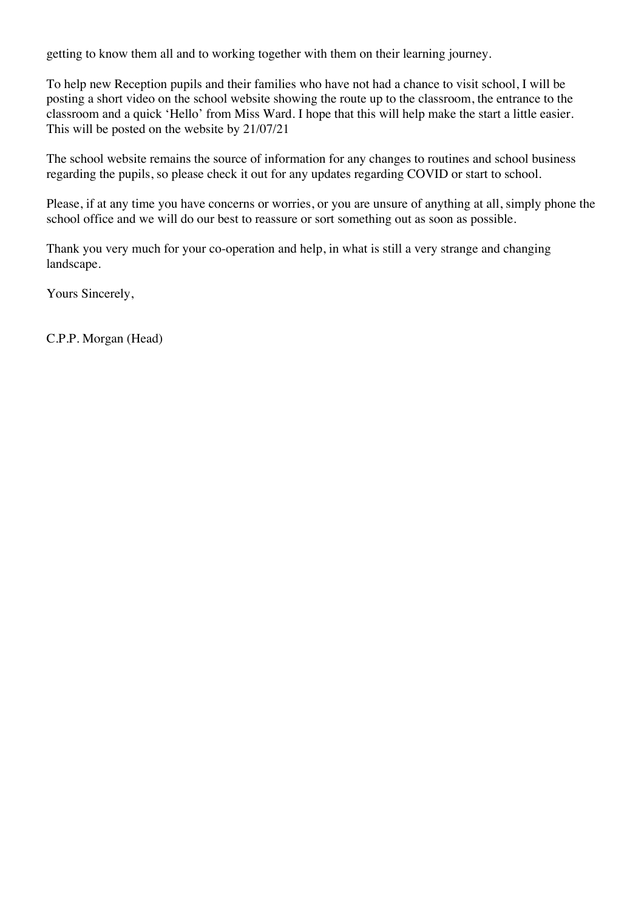getting to know them all and to working together with them on their learning journey.

To help new Reception pupils and their families who have not had a chance to visit school, I will be posting a short video on the school website showing the route up to the classroom, the entrance to the classroom and a quick 'Hello' from Miss Ward. I hope that this will help make the start a little easier. This will be posted on the website by 21/07/21

The school website remains the source of information for any changes to routines and school business regarding the pupils, so please check it out for any updates regarding COVID or start to school.

Please, if at any time you have concerns or worries, or you are unsure of anything at all, simply phone the school office and we will do our best to reassure or sort something out as soon as possible.

Thank you very much for your co-operation and help, in what is still a very strange and changing landscape.

Yours Sincerely,

C.P.P. Morgan (Head)